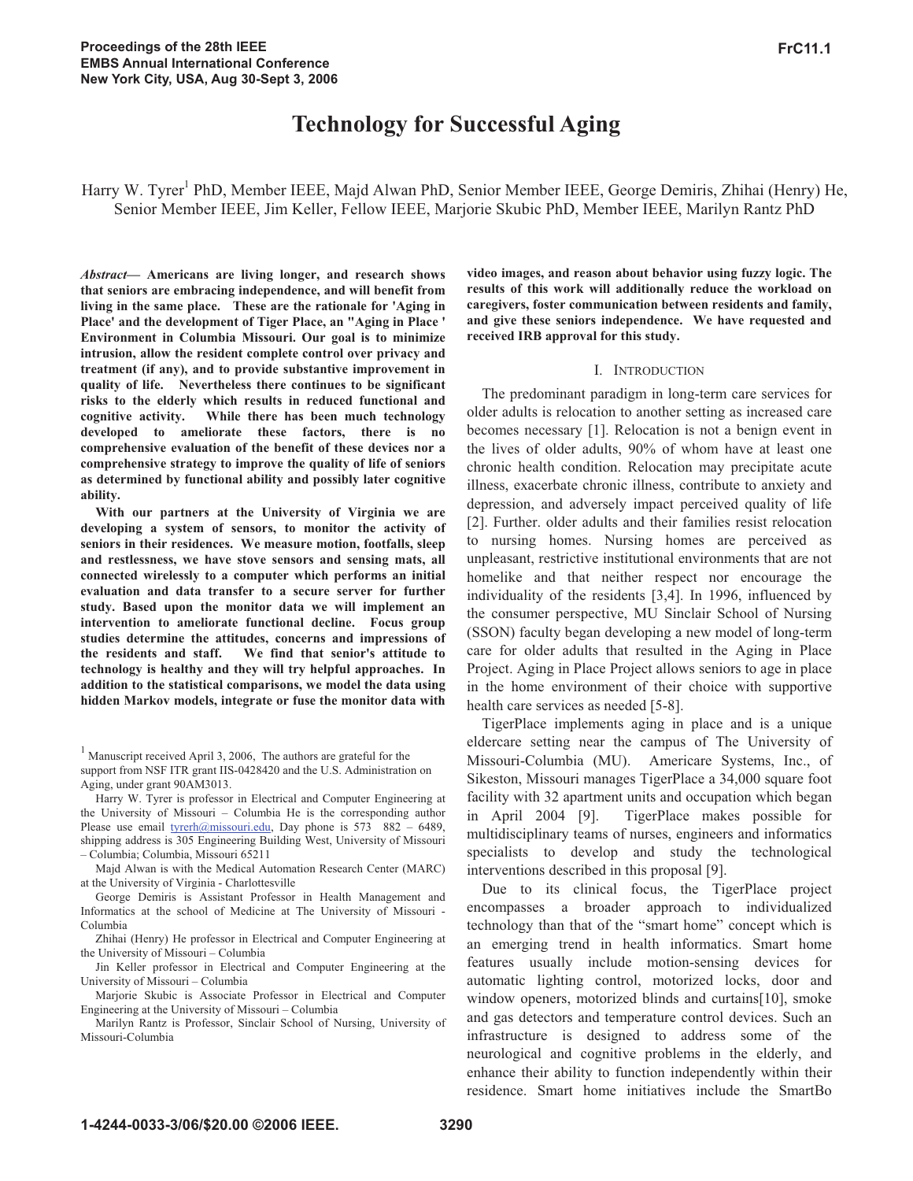# Technology for Successful Aging

Harry W. Tyrer[1] PhD, Member IEEE, Majd Alwan PhD, Senior Member IEEE, George Demiris, Zhihai (Henry) He, Senior Member IEEE, Jim Keller, Fellow IEEE, Marjorie Skubic PhD, Member IEEE, Marilyn Rantz PhD

***Abstract*— Americans are living longer, and research shows that seniors are embracing independence, and will benefit from living in the same place. These are the rationale for 'Aging in Place' and the development of Tiger Place, an "Aging in Place ' Environment in Columbia Missouri. Our goal is to minimize intrusion, allow the resident complete control over privacy and treatment (if any), and to provide substantive improvement in quality of life. Nevertheless there continues to be significant risks to the elderly which results in reduced functional and cognitive activity. While there has been much technology developed to ameliorate these factors, there is no comprehensive evaluation of the benefit of these devices nor a comprehensive strategy to improve the quality of life of seniors as determined by functional ability and possibly later cognitive ability.**

**With our partners at the University of Virginia we are developing a system of sensors, to monitor the activity of seniors in their residences. We measure motion, footfalls, sleep and restlessness, we have stove sensors and sensing mats, all connected wirelessly to a computer which performs an initial evaluation and data transfer to a secure server for further study. Based upon the monitor data we will implement an intervention to ameliorate functional decline. Focus group studies determine the attitudes, concerns and impressions of the residents and staff. We find that senior's attitude to technology is healthy and they will try helpful approaches. In addition to the statistical comparisons, we model the data using hidden Markov models, integrate or fuse the monitor data with video images, and reason about behavior using fuzzy logic. The results of this work will additionally reduce the workload on caregivers, foster communication between residents and family, and give these seniors independence. We have requested and received IRB approval for this study.**

## I. Introduction

The predominant paradigm in long-term care services for older adults is relocation to another setting as increased care becomes necessary [1]. Relocation is not a benign event in the lives of older adults, 90% of whom have at least one chronic health condition. Relocation may precipitate acute illness, exacerbate chronic illness, contribute to anxiety and depression, and adversely impact perceived quality of life [2]. Further. older adults and their families resist relocation to nursing homes. Nursing homes are perceived as unpleasant, restrictive institutional environments that are not homelike and that neither respect nor encourage the individuality of the residents [3,4]. In 1996, influenced by the consumer perspective, MU Sinclair School of Nursing (SSON) faculty began developing a new model of long-term care for older adults that resulted in the Aging in Place Project. Aging in Place Project allows seniors to age in place in the home environment of their choice with supportive health care services as needed [5-8].

TigerPlace implements aging in place and is a unique eldercare setting near the campus of The University of Missouri-Columbia (MU). Americare Systems, Inc., of Sikeston, Missouri manages TigerPlace a 34,000 square foot facility with 32 apartment units and occupation which began in April 2004 [9]. TigerPlace makes possible for multidisciplinary teams of nurses, engineers and informatics specialists to develop and study the technological interventions described in this proposal [9].

Due to its clinical focus, the TigerPlace project encompasses a broader approach to individualized technology than that of the "smart home" concept which is an emerging trend in health informatics. Smart home features usually include motion-sensing devices for automatic lighting control, motorized locks, door and window openers, motorized blinds and curtains[10], smoke and gas detectors and temperature control devices. Such an infrastructure is designed to address some of the neurological and cognitive problems in the elderly, and enhance their ability to function independently within their residence. Smart home initiatives include the SmartBo

---

[1] Manuscript received April 3, 2006, The authors are grateful for the support from NSF ITR grant IIS-0428420 and the U.S. Administration on Aging, under grant 90AM3013.

Harry W. Tyrer is professor in Electrical and Computer Engineering at the University of Missouri – Columbia He is the corresponding author Please use email tyrerh@missouri.edu, Day phone is 573 882 – 6489, shipping address is 305 Engineering Building West, University of Missouri – Columbia; Columbia, Missouri 65211

Majd Alwan is with the Medical Automation Research Center (MARC) at the University of Virginia - Charlottesville

George Demiris is Assistant Professor in Health Management and Informatics at the school of Medicine at The University of Missouri - Columbia

Zhihai (Henry) He professor in Electrical and Computer Engineering at the University of Missouri – Columbia

Jin Keller professor in Electrical and Computer Engineering at the University of Missouri – Columbia

Marjorie Skubic is Associate Professor in Electrical and Computer Engineering at the University of Missouri – Columbia

Marilyn Rantz is Professor, Sinclair School of Nursing, University of Missouri-Columbia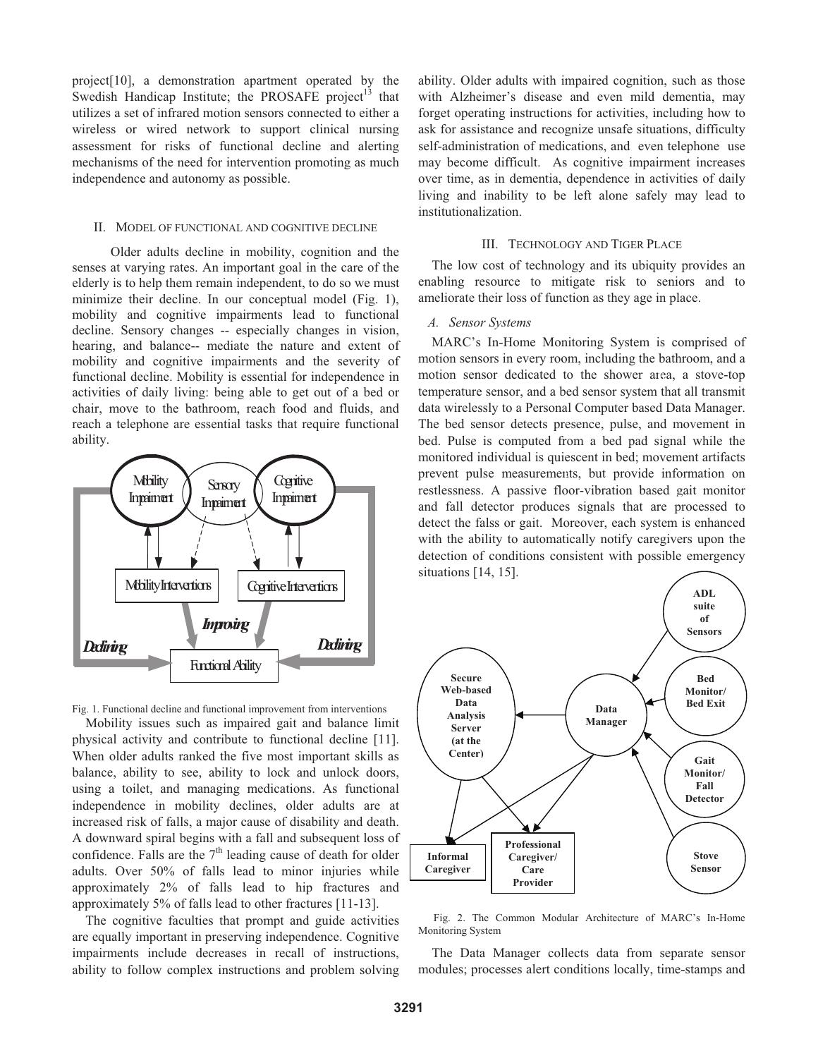project[10], a demonstration apartment operated by the Swedish Handicap Institute; the PROSAFE project[13] that utilizes a set of infrared motion sensors connected to either a wireless or wired network to support clinical nursing assessment for risks of functional decline and alerting mechanisms of the need for intervention promoting as much independence and autonomy as possible.

## II. Model of Functional and Cognitive Decline

Older adults decline in mobility, cognition and the senses at varying rates. An important goal in the care of the elderly is to help them remain independent, to do so we must minimize their decline. In our conceptual model (Fig. 1), mobility and cognitive impairments lead to functional decline. Sensory changes -- especially changes in vision, hearing, and balance-- mediate the nature and extent of mobility and cognitive impairments and the severity of functional decline. Mobility is essential for independence in activities of daily living: being able to get out of a bed or chair, move to the bathroom, reach food and fluids, and reach a telephone are essential tasks that require functional ability.

Fig. 1. Functional decline and functional improvement from interventions

Mobility issues such as impaired gait and balance limit physical activity and contribute to functional decline [11]. When older adults ranked the five most important skills as balance, ability to see, ability to lock and unlock doors, using a toilet, and managing medications. As functional independence in mobility declines, older adults are at increased risk of falls, a major cause of disability and death. A downward spiral begins with a fall and subsequent loss of confidence. Falls are the 7th leading cause of death for older adults. Over 50% of falls lead to minor injuries while approximately 2% of falls lead to hip fractures and approximately 5% of falls lead to other fractures [11-13].

The cognitive faculties that prompt and guide activities are equally important in preserving independence. Cognitive impairments include decreases in recall of instructions, ability to follow complex instructions and problem solving ability. Older adults with impaired cognition, such as those with Alzheimer's disease and even mild dementia, may forget operating instructions for activities, including how to ask for assistance and recognize unsafe situations, difficulty self-administration of medications, and even telephone use may become difficult. As cognitive impairment increases over time, as in dementia, dependence in activities of daily living and inability to be left alone safely may lead to institutionalization.

## III. Technology and Tiger Place

The low cost of technology and its ubiquity provides an enabling resource to mitigate risk to seniors and to ameliorate their loss of function as they age in place.

### A. Sensor Systems

MARC's In-Home Monitoring System is comprised of motion sensors in every room, including the bathroom, and a motion sensor dedicated to the shower area, a stove-top temperature sensor, and a bed sensor system that all transmit data wirelessly to a Personal Computer based Data Manager. The bed sensor detects presence, pulse, and movement in bed. Pulse is computed from a bed pad signal while the monitored individual is quiescent in bed; movement artifacts prevent pulse measurements, but provide information on restlessness. A passive floor-vibration based gait monitor and fall detector produces signals that are processed to detect the falss or gait. Moreover, each system is enhanced with the ability to automatically notify caregivers upon the detection of conditions consistent with possible emergency situations [14, 15].

Fig. 2. The Common Modular Architecture of MARC's In-Home Monitoring System

The Data Manager collects data from separate sensor modules; processes alert conditions locally, time-stamps and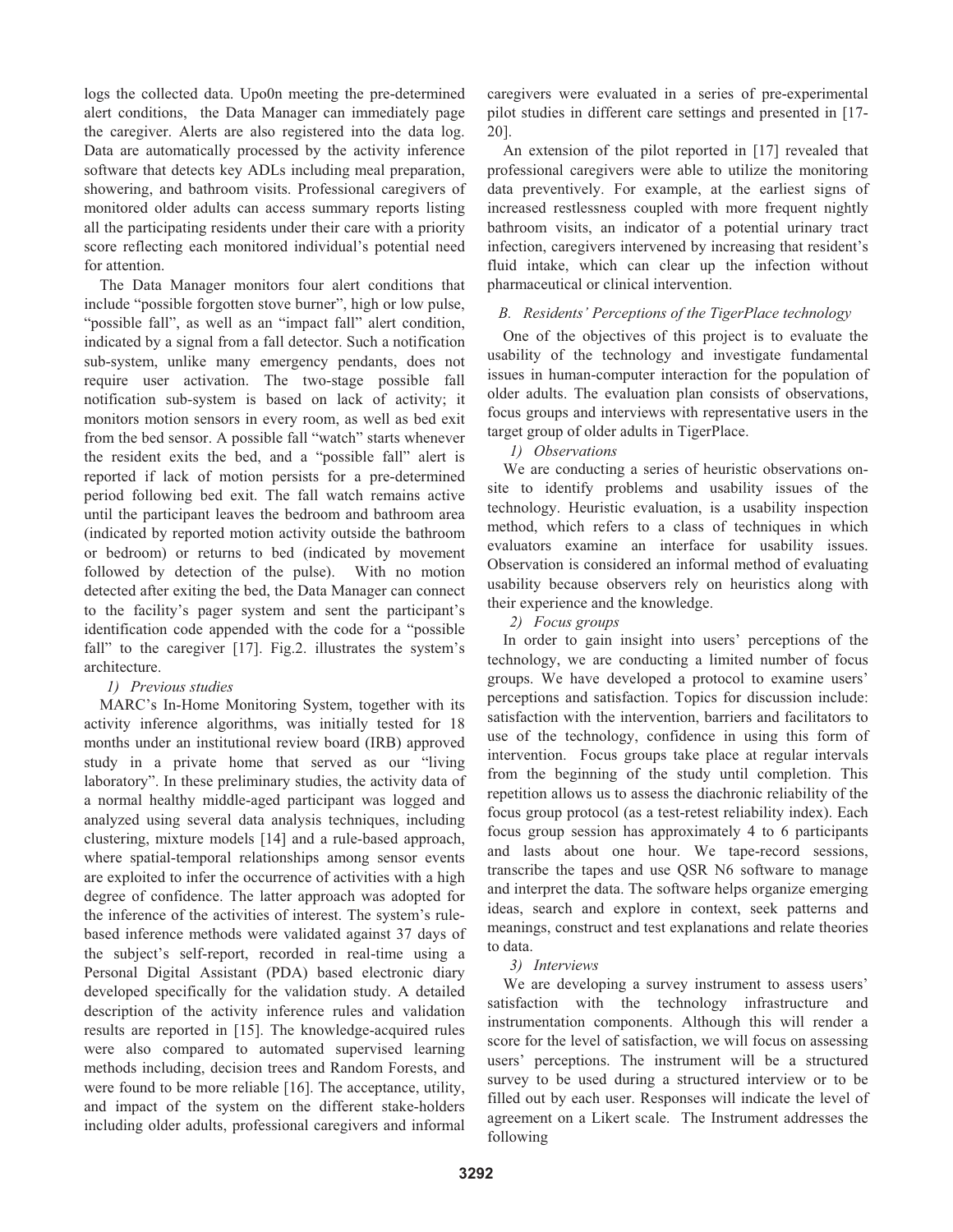logs the collected data. Upo0n meeting the pre-determined alert conditions, the Data Manager can immediately page the caregiver. Alerts are also registered into the data log. Data are automatically processed by the activity inference software that detects key ADLs including meal preparation, showering, and bathroom visits. Professional caregivers of monitored older adults can access summary reports listing all the participating residents under their care with a priority score reflecting each monitored individual's potential need for attention.

The Data Manager monitors four alert conditions that include "possible forgotten stove burner", high or low pulse, "possible fall", as well as an "impact fall" alert condition, indicated by a signal from a fall detector. Such a notification sub-system, unlike many emergency pendants, does not require user activation. The two-stage possible fall notification sub-system is based on lack of activity; it monitors motion sensors in every room, as well as bed exit from the bed sensor. A possible fall "watch" starts whenever the resident exits the bed, and a "possible fall" alert is reported if lack of motion persists for a pre-determined period following bed exit. The fall watch remains active until the participant leaves the bedroom and bathroom area (indicated by reported motion activity outside the bathroom or bedroom) or returns to bed (indicated by movement followed by detection of the pulse). With no motion detected after exiting the bed, the Data Manager can connect to the facility's pager system and sent the participant's identification code appended with the code for a "possible fall" to the caregiver [17]. Fig.2. illustrates the system's architecture.

*1) Previous studies*

MARC's In-Home Monitoring System, together with its activity inference algorithms, was initially tested for 18 months under an institutional review board (IRB) approved study in a private home that served as our "living laboratory". In these preliminary studies, the activity data of a normal healthy middle-aged participant was logged and analyzed using several data analysis techniques, including clustering, mixture models [14] and a rule-based approach, where spatial-temporal relationships among sensor events are exploited to infer the occurrence of activities with a high degree of confidence. The latter approach was adopted for the inference of the activities of interest. The system's rule-based inference methods were validated against 37 days of the subject's self-report, recorded in real-time using a Personal Digital Assistant (PDA) based electronic diary developed specifically for the validation study. A detailed description of the activity inference rules and validation results are reported in [15]. The knowledge-acquired rules were also compared to automated supervised learning methods including, decision trees and Random Forests, and were found to be more reliable [16]. The acceptance, utility, and impact of the system on the different stake-holders including older adults, professional caregivers and informal caregivers were evaluated in a series of pre-experimental pilot studies in different care settings and presented in [17-20].

An extension of the pilot reported in [17] revealed that professional caregivers were able to utilize the monitoring data preventively. For example, at the earliest signs of increased restlessness coupled with more frequent nightly bathroom visits, an indicator of a potential urinary tract infection, caregivers intervened by increasing that resident's fluid intake, which can clear up the infection without pharmaceutical or clinical intervention.

### *B. Residents' Perceptions of the TigerPlace technology*

One of the objectives of this project is to evaluate the usability of the technology and investigate fundamental issues in human-computer interaction for the population of older adults. The evaluation plan consists of observations, focus groups and interviews with representative users in the target group of older adults in TigerPlace.

*1) Observations*

We are conducting a series of heuristic observations on-site to identify problems and usability issues of the technology. Heuristic evaluation, is a usability inspection method, which refers to a class of techniques in which evaluators examine an interface for usability issues. Observation is considered an informal method of evaluating usability because observers rely on heuristics along with their experience and the knowledge.

*2) Focus groups*

In order to gain insight into users' perceptions of the technology, we are conducting a limited number of focus groups. We have developed a protocol to examine users' perceptions and satisfaction. Topics for discussion include: satisfaction with the intervention, barriers and facilitators to use of the technology, confidence in using this form of intervention. Focus groups take place at regular intervals from the beginning of the study until completion. This repetition allows us to assess the diachronic reliability of the focus group protocol (as a test-retest reliability index). Each focus group session has approximately 4 to 6 participants and lasts about one hour. We tape-record sessions, transcribe the tapes and use QSR N6 software to manage and interpret the data. The software helps organize emerging ideas, search and explore in context, seek patterns and meanings, construct and test explanations and relate theories to data.

*3) Interviews*

We are developing a survey instrument to assess users' satisfaction with the technology infrastructure and instrumentation components. Although this will render a score for the level of satisfaction, we will focus on assessing users' perceptions. The instrument will be a structured survey to be used during a structured interview or to be filled out by each user. Responses will indicate the level of agreement on a Likert scale. The Instrument addresses the following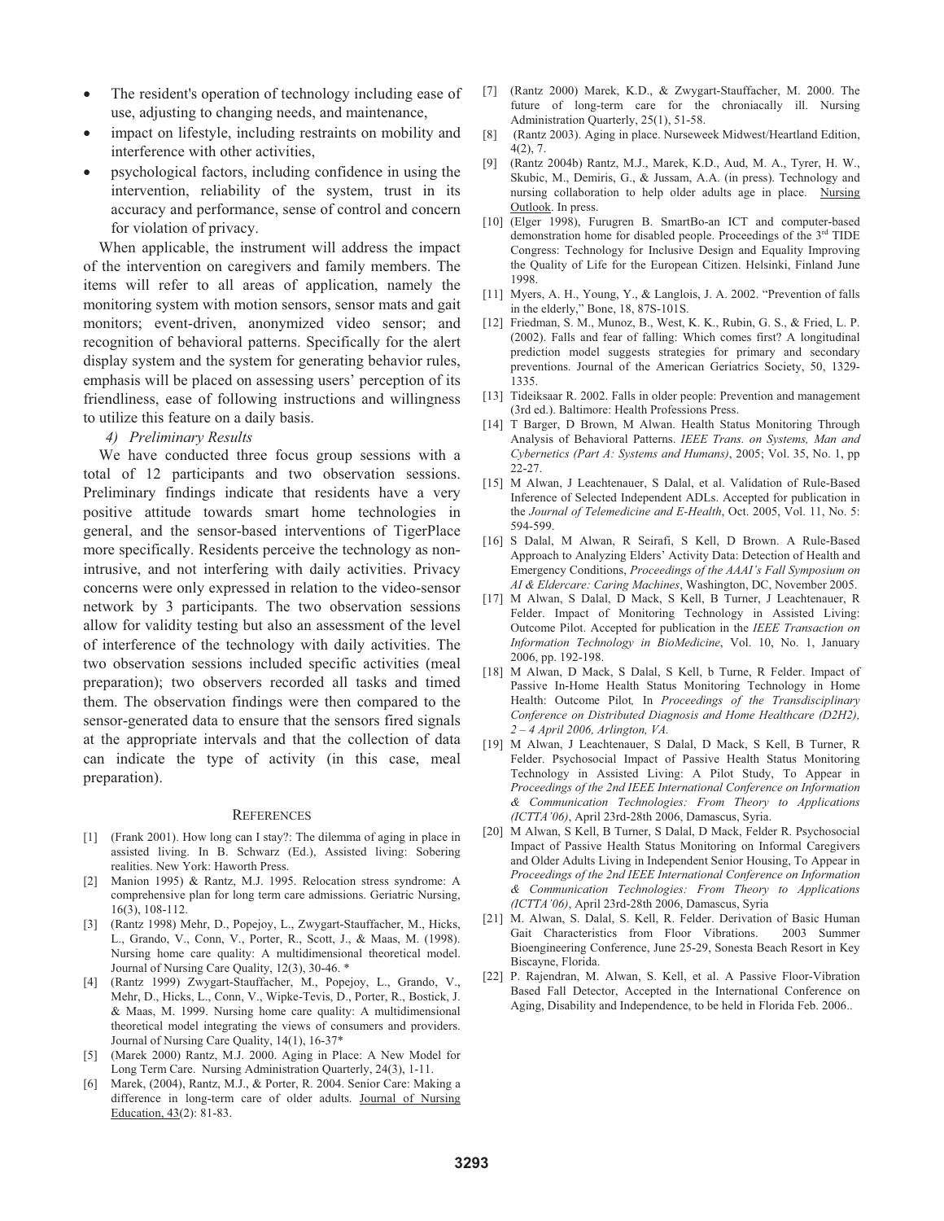- The resident's operation of technology including ease of use, adjusting to changing needs, and maintenance,
- impact on lifestyle, including restraints on mobility and interference with other activities,
- psychological factors, including confidence in using the intervention, reliability of the system, trust in its accuracy and performance, sense of control and concern for violation of privacy.

When applicable, the instrument will address the impact of the intervention on caregivers and family members. The items will refer to all areas of application, namely the monitoring system with motion sensors, sensor mats and gait monitors; event-driven, anonymized video sensor; and recognition of behavioral patterns. Specifically for the alert display system and the system for generating behavior rules, emphasis will be placed on assessing users' perception of its friendliness, ease of following instructions and willingness to utilize this feature on a daily basis.

#### *4) Preliminary Results*

We have conducted three focus group sessions with a total of 12 participants and two observation sessions. Preliminary findings indicate that residents have a very positive attitude towards smart home technologies in general, and the sensor-based interventions of TigerPlace more specifically. Residents perceive the technology as non-intrusive, and not interfering with daily activities. Privacy concerns were only expressed in relation to the video-sensor network by 3 participants. The two observation sessions allow for validity testing but also an assessment of the level of interference of the technology with daily activities. The two observation sessions included specific activities (meal preparation); two observers recorded all tasks and timed them. The observation findings were then compared to the sensor-generated data to ensure that the sensors fired signals at the appropriate intervals and that the collection of data can indicate the type of activity (in this case, meal preparation).

## REFERENCES

[1] (Frank 2001). How long can I stay?: The dilemma of aging in place in assisted living. In B. Schwarz (Ed.), Assisted living: Sobering realities. New York: Haworth Press.

[2] Manion 1995) & Rantz, M.J. 1995. Relocation stress syndrome: A comprehensive plan for long term care admissions. Geriatric Nursing, 16(3), 108-112.

[3] (Rantz 1998) Mehr, D., Popejoy, L., Zwygart-Stauffacher, M., Hicks, L., Grando, V., Conn, V., Porter, R., Scott, J., & Maas, M. (1998). Nursing home care quality: A multidimensional theoretical model. Journal of Nursing Care Quality, 12(3), 30-46. *

[4] (Rantz 1999) Zwygart-Stauffacher, M., Popejoy, L., Grando, V., Mehr, D., Hicks, L., Conn, V., Wipke-Tevis, D., Porter, R., Bostick, J. & Maas, M. 1999. Nursing home care quality: A multidimensional theoretical model integrating the views of consumers and providers. Journal of Nursing Care Quality, 14(1), 16-37*

[5] (Marek 2000) Rantz, M.J. 2000. Aging in Place: A New Model for Long Term Care. Nursing Administration Quarterly, 24(3), 1-11.

[6] Marek, (2004), Rantz, M.J., & Porter, R. 2004. Senior Care: Making a difference in long-term care of older adults. Journal of Nursing Education, 43(2): 81-83.

[7] (Rantz 2000) Marek, K.D., & Zwygart-Stauffacher, M. 2000. The future of long-term care for the chroniacally ill. Nursing Administration Quarterly, 25(1), 51-58.

[8] (Rantz 2003). Aging in place. Nurseweek Midwest/Heartland Edition, 4(2), 7.

[9] (Rantz 2004b) Rantz, M.J., Marek, K.D., Aud, M. A., Tyrer, H. W., Skubic, M., Demiris, G., & Jussam, A.A. (in press). Technology and nursing collaboration to help older adults age in place. Nursing Outlook. In press.

[10] (Elger 1998), Furugren B. SmartBo-an ICT and computer-based demonstration home for disabled people. Proceedings of the 3rd TIDE Congress: Technology for Inclusive Design and Equality Improving the Quality of Life for the European Citizen. Helsinki, Finland June 1998.

[11] Myers, A. H., Young, Y., & Langlois, J. A. 2002. "Prevention of falls in the elderly," Bone, 18, 87S-101S.

[12] Friedman, S. M., Munoz, B., West, K. K., Rubin, G. S., & Fried, L. P. (2002). Falls and fear of falling: Which comes first? A longitudinal prediction model suggests strategies for primary and secondary preventions. Journal of the American Geriatrics Society, 50, 1329-1335.

[13] Tideiksaar R. 2002. Falls in older people: Prevention and management (3rd ed.). Baltimore: Health Professions Press.

[14] T Barger, D Brown, M Alwan. Health Status Monitoring Through Analysis of Behavioral Patterns. *IEEE Trans. on Systems, Man and Cybernetics (Part A: Systems and Humans)*, 2005; Vol. 35, No. 1, pp 22-27.

[15] M Alwan, J Leachtenauer, S Dalal, et al. Validation of Rule-Based Inference of Selected Independent ADLs. Accepted for publication in the *Journal of Telemedicine and E-Health*, Oct. 2005, Vol. 11, No. 5: 594-599.

[16] S Dalal, M Alwan, R Seirafi, S Kell, D Brown. A Rule-Based Approach to Analyzing Elders' Activity Data: Detection of Health and Emergency Conditions, *Proceedings of the AAAI's Fall Symposium on AI & Eldercare: Caring Machines*, Washington, DC, November 2005.

[17] M Alwan, S Dalal, D Mack, S Kell, B Turner, J Leachtenauer, R Felder. Impact of Monitoring Technology in Assisted Living: Outcome Pilot. Accepted for publication in the *IEEE Transaction on Information Technology in BioMedicine*, Vol. 10, No. 1, January 2006, pp. 192-198.

[18] M Alwan, D Mack, S Dalal, S Kell, b Turne, R Felder. Impact of Passive In-Home Health Status Monitoring Technology in Home Health: Outcome Pilot*,* In *Proceedings of the Transdisciplinary Conference on Distributed Diagnosis and Home Healthcare (D2H2), 2 – 4 April 2006, Arlington, VA.*

[19] M Alwan, J Leachtenauer, S Dalal, D Mack, S Kell, B Turner, R Felder. Psychosocial Impact of Passive Health Status Monitoring Technology in Assisted Living: A Pilot Study, To Appear in *Proceedings of the 2nd IEEE International Conference on Information & Communication Technologies: From Theory to Applications (ICTTA'06)*, April 23rd-28th 2006, Damascus, Syria.

[20] M Alwan, S Kell, B Turner, S Dalal, D Mack, Felder R. Psychosocial Impact of Passive Health Status Monitoring on Informal Caregivers and Older Adults Living in Independent Senior Housing, To Appear in *Proceedings of the 2nd IEEE International Conference on Information & Communication Technologies: From Theory to Applications (ICTTA'06)*, April 23rd-28th 2006, Damascus, Syria

[21] M. Alwan, S. Dalal, S. Kell, R. Felder. Derivation of Basic Human Gait Characteristics from Floor Vibrations. 2003 Summer Bioengineering Conference, June 25-29, Sonesta Beach Resort in Key Biscayne, Florida.

[22] P. Rajendran, M. Alwan, S. Kell, et al. A Passive Floor-Vibration Based Fall Detector, Accepted in the International Conference on Aging, Disability and Independence, to be held in Florida Feb. 2006..